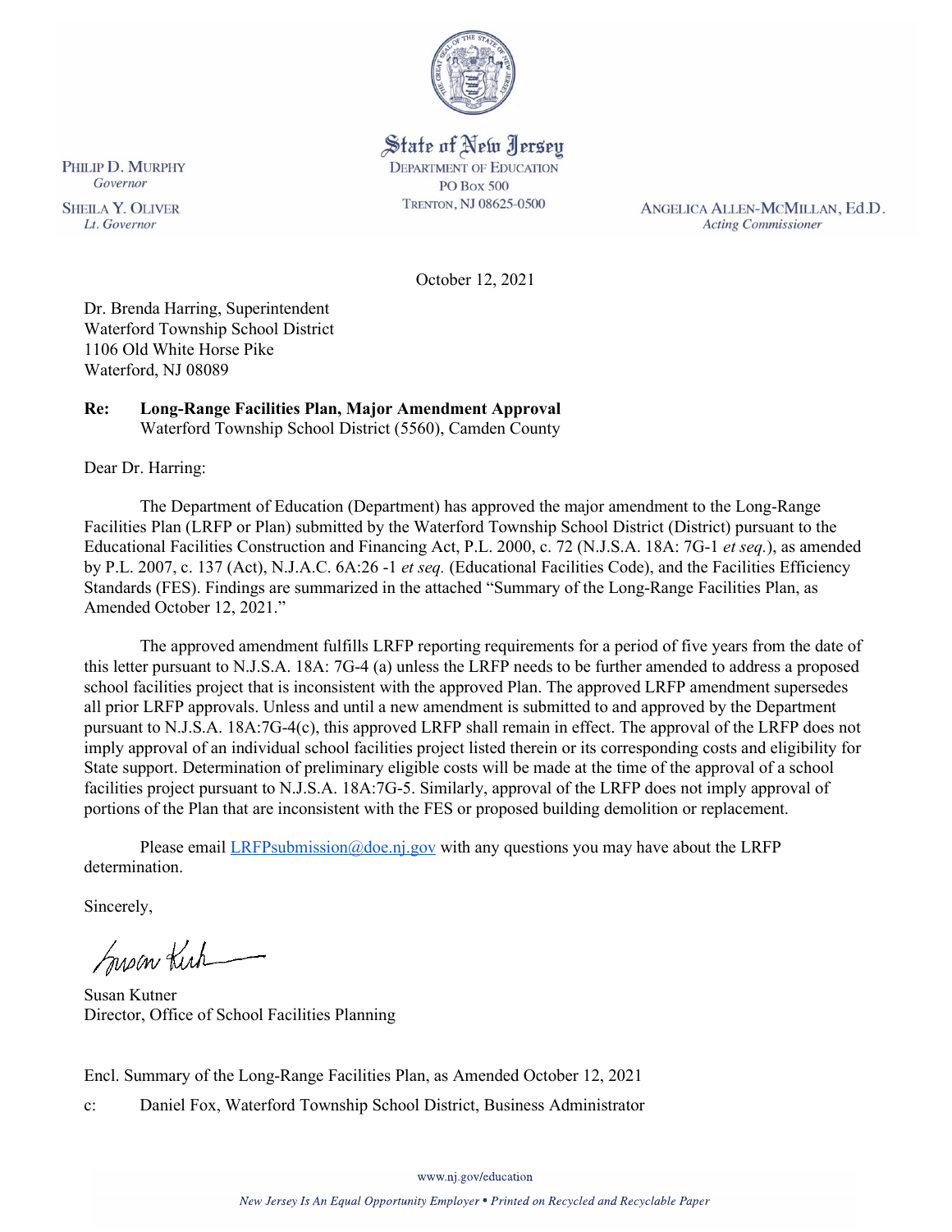State of New Jersey
DEPARTMENT OF EDUCATION
PO Box 500
TRENTON, NJ 08625-0500

PHILIP D. MURPHY
*Governor*

SHEILA Y. OLIVER
*Lt. Governor*

ANGELICA ALLEN-MCMILLAN, Ed.D.
*Acting Commissioner*

October 12, 2021

Dr. Brenda Harring, Superintendent
Waterford Township School District
1106 Old White Horse Pike
Waterford, NJ 08089

**Re: Long-Range Facilities Plan, Major Amendment Approval**
Waterford Township School District (5560), Camden County

Dear Dr. Harring:

The Department of Education (Department) has approved the major amendment to the Long-Range Facilities Plan (LRFP or Plan) submitted by the Waterford Township School District (District) pursuant to the Educational Facilities Construction and Financing Act, P.L. 2000, c. 72 (N.J.S.A. 18A: 7G-1 *et seq.*), as amended by P.L. 2007, c. 137 (Act), N.J.A.C. 6A:26 -1 *et seq.* (Educational Facilities Code), and the Facilities Efficiency Standards (FES). Findings are summarized in the attached "Summary of the Long-Range Facilities Plan, as Amended October 12, 2021."

The approved amendment fulfills LRFP reporting requirements for a period of five years from the date of this letter pursuant to N.J.S.A. 18A: 7G-4 (a) unless the LRFP needs to be further amended to address a proposed school facilities project that is inconsistent with the approved Plan. The approved LRFP amendment supersedes all prior LRFP approvals. Unless and until a new amendment is submitted to and approved by the Department pursuant to N.J.S.A. 18A:7G-4(c), this approved LRFP shall remain in effect. The approval of the LRFP does not imply approval of an individual school facilities project listed therein or its corresponding costs and eligibility for State support. Determination of preliminary eligible costs will be made at the time of the approval of a school facilities project pursuant to N.J.S.A. 18A:7G-5. Similarly, approval of the LRFP does not imply approval of portions of the Plan that are inconsistent with the FES or proposed building demolition or replacement.

Please email LRFPsubmission@doe.nj.gov with any questions you may have about the LRFP determination.

Sincerely,

Susan Kutner
Director, Office of School Facilities Planning

Encl. Summary of the Long-Range Facilities Plan, as Amended October 12, 2021

c: Daniel Fox, Waterford Township School District, Business Administrator

www.nj.gov/education

*New Jersey Is An Equal Opportunity Employer • Printed on Recycled and Recyclable Paper*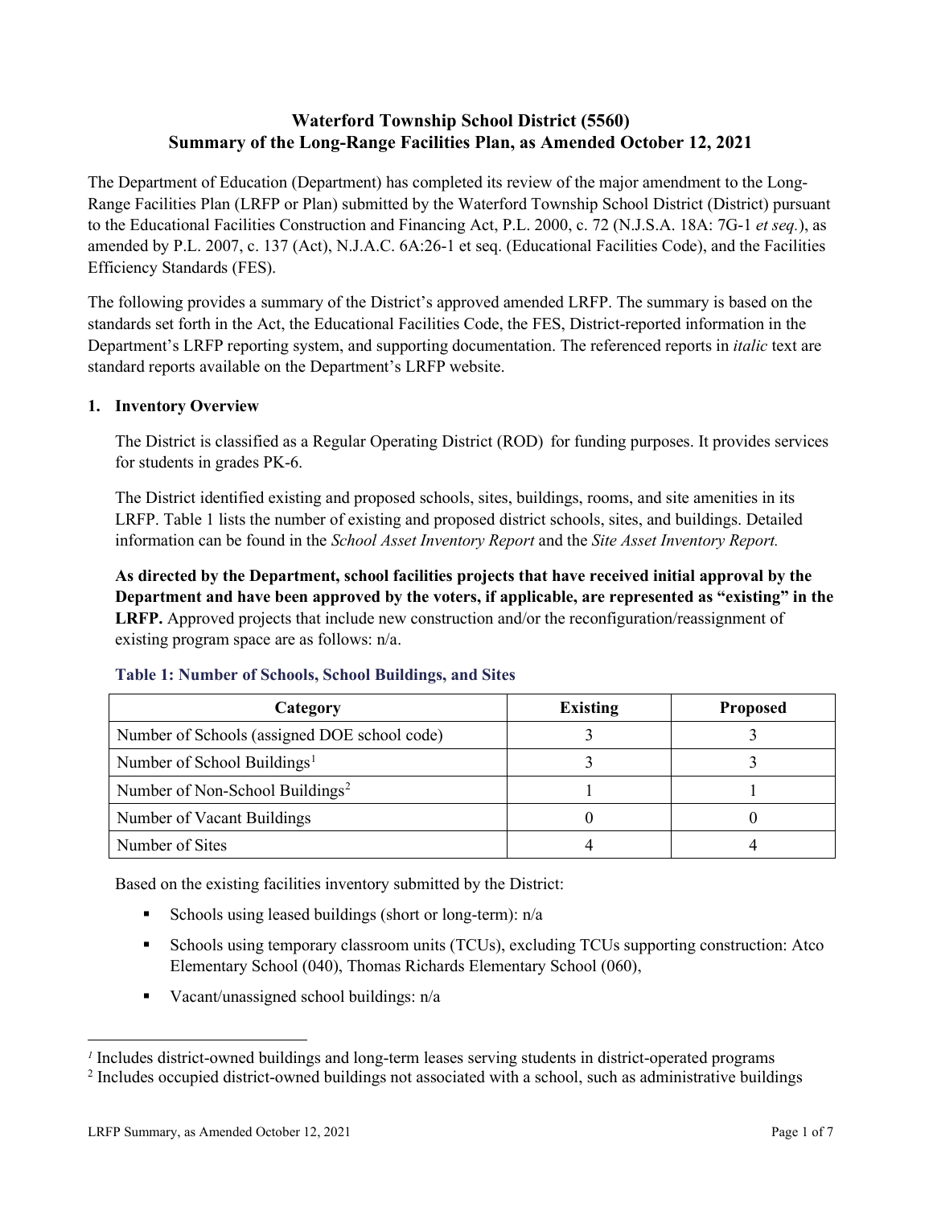# Waterford Township School District (5560)
# Summary of the Long-Range Facilities Plan, as Amended October 12, 2021

The Department of Education (Department) has completed its review of the major amendment to the Long-Range Facilities Plan (LRFP or Plan) submitted by the Waterford Township School District (District) pursuant to the Educational Facilities Construction and Financing Act, P.L. 2000, c. 72 (N.J.S.A. 18A: 7G-1 *et seq.*), as amended by P.L. 2007, c. 137 (Act), N.J.A.C. 6A:26-1 et seq. (Educational Facilities Code), and the Facilities Efficiency Standards (FES).

The following provides a summary of the District's approved amended LRFP. The summary is based on the standards set forth in the Act, the Educational Facilities Code, the FES, District-reported information in the Department's LRFP reporting system, and supporting documentation. The referenced reports in *italic* text are standard reports available on the Department's LRFP website.

## 1. Inventory Overview

The District is classified as a Regular Operating District (ROD) for funding purposes. It provides services for students in grades PK-6.

The District identified existing and proposed schools, sites, buildings, rooms, and site amenities in its LRFP. Table 1 lists the number of existing and proposed district schools, sites, and buildings. Detailed information can be found in the *School Asset Inventory Report* and the *Site Asset Inventory Report.*

**As directed by the Department, school facilities projects that have received initial approval by the Department and have been approved by the voters, if applicable, are represented as "existing" in the LRFP.** Approved projects that include new construction and/or the reconfiguration/reassignment of existing program space are as follows: n/a.

**Table 1: Number of Schools, School Buildings, and Sites**

| Category | Existing | Proposed |
|---|---|---|
| Number of Schools (assigned DOE school code) | 3 | 3 |
| Number of School Buildings[1] | 3 | 3 |
| Number of Non-School Buildings[2] | 1 | 1 |
| Number of Vacant Buildings | 0 | 0 |
| Number of Sites | 4 | 4 |

Based on the existing facilities inventory submitted by the District:

- Schools using leased buildings (short or long-term): n/a
- Schools using temporary classroom units (TCUs), excluding TCUs supporting construction: Atco Elementary School (040), Thomas Richards Elementary School (060),
- Vacant/unassigned school buildings: n/a

[1] Includes district-owned buildings and long-term leases serving students in district-operated programs

[2] Includes occupied district-owned buildings not associated with a school, such as administrative buildings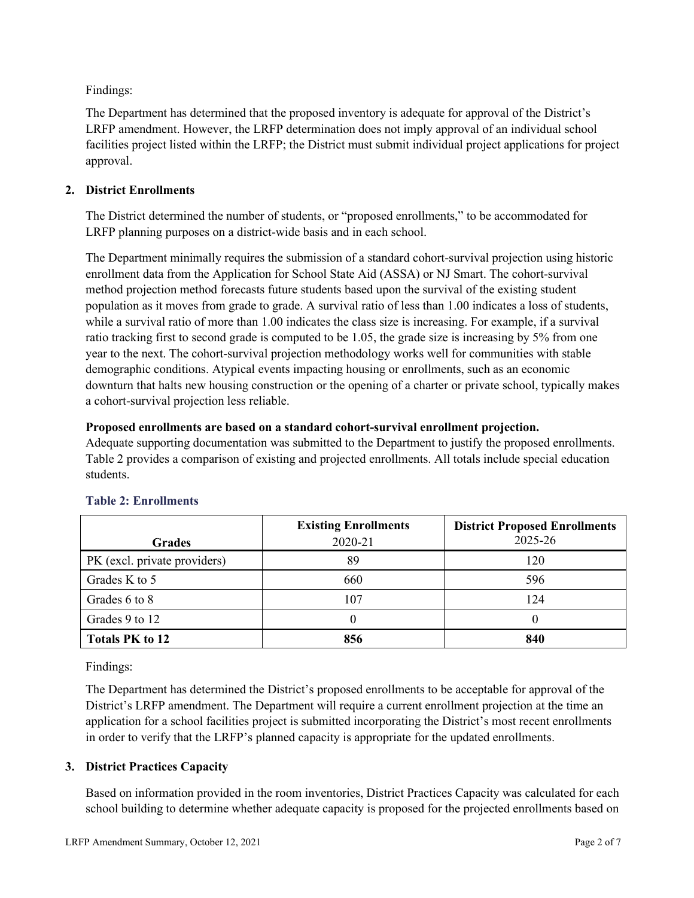Findings:

The Department has determined that the proposed inventory is adequate for approval of the District's LRFP amendment. However, the LRFP determination does not imply approval of an individual school facilities project listed within the LRFP; the District must submit individual project applications for project approval.

## 2. District Enrollments

The District determined the number of students, or "proposed enrollments," to be accommodated for LRFP planning purposes on a district-wide basis and in each school.

The Department minimally requires the submission of a standard cohort-survival projection using historic enrollment data from the Application for School State Aid (ASSA) or NJ Smart. The cohort-survival method projection method forecasts future students based upon the survival of the existing student population as it moves from grade to grade. A survival ratio of less than 1.00 indicates a loss of students, while a survival ratio of more than 1.00 indicates the class size is increasing. For example, if a survival ratio tracking first to second grade is computed to be 1.05, the grade size is increasing by 5% from one year to the next. The cohort-survival projection methodology works well for communities with stable demographic conditions. Atypical events impacting housing or enrollments, such as an economic downturn that halts new housing construction or the opening of a charter or private school, typically makes a cohort-survival projection less reliable.

**Proposed enrollments are based on a standard cohort-survival enrollment projection.**
Adequate supporting documentation was submitted to the Department to justify the proposed enrollments. Table 2 provides a comparison of existing and projected enrollments. All totals include special education students.

### Table 2: Enrollments

| Grades | Existing Enrollments 2020-21 | District Proposed Enrollments 2025-26 |
|---|---|---|
| PK (excl. private providers) | 89 | 120 |
| Grades K to 5 | 660 | 596 |
| Grades 6 to 8 | 107 | 124 |
| Grades 9 to 12 | 0 | 0 |
| **Totals PK to 12** | **856** | **840** |

Findings:

The Department has determined the District's proposed enrollments to be acceptable for approval of the District's LRFP amendment. The Department will require a current enrollment projection at the time an application for a school facilities project is submitted incorporating the District's most recent enrollments in order to verify that the LRFP's planned capacity is appropriate for the updated enrollments.

## 3. District Practices Capacity

Based on information provided in the room inventories, District Practices Capacity was calculated for each school building to determine whether adequate capacity is proposed for the projected enrollments based on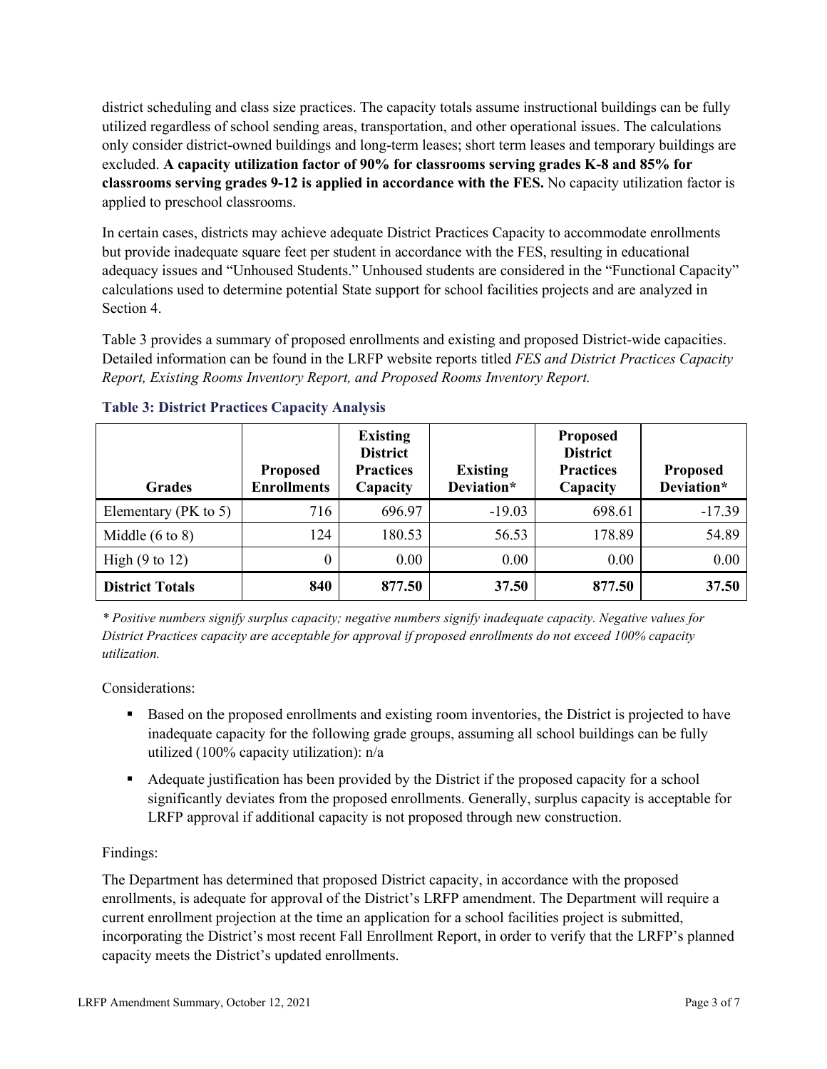district scheduling and class size practices. The capacity totals assume instructional buildings can be fully utilized regardless of school sending areas, transportation, and other operational issues. The calculations only consider district-owned buildings and long-term leases; short term leases and temporary buildings are excluded. **A capacity utilization factor of 90% for classrooms serving grades K-8 and 85% for classrooms serving grades 9-12 is applied in accordance with the FES.** No capacity utilization factor is applied to preschool classrooms.

In certain cases, districts may achieve adequate District Practices Capacity to accommodate enrollments but provide inadequate square feet per student in accordance with the FES, resulting in educational adequacy issues and "Unhoused Students." Unhoused students are considered in the "Functional Capacity" calculations used to determine potential State support for school facilities projects and are analyzed in Section 4.

Table 3 provides a summary of proposed enrollments and existing and proposed District-wide capacities. Detailed information can be found in the LRFP website reports titled *FES and District Practices Capacity Report, Existing Rooms Inventory Report, and Proposed Rooms Inventory Report.*

### Table 3: District Practices Capacity Analysis

| Grades | Proposed Enrollments | Existing District Practices Capacity | Existing Deviation* | Proposed District Practices Capacity | Proposed Deviation* |
|---|---|---|---|---|---|
| Elementary (PK to 5) | 716 | 696.97 | -19.03 | 698.61 | -17.39 |
| Middle (6 to 8) | 124 | 180.53 | 56.53 | 178.89 | 54.89 |
| High (9 to 12) | 0 | 0.00 | 0.00 | 0.00 | 0.00 |
| **District Totals** | **840** | **877.50** | **37.50** | **877.50** | **37.50** |

*\* Positive numbers signify surplus capacity; negative numbers signify inadequate capacity. Negative values for District Practices capacity are acceptable for approval if proposed enrollments do not exceed 100% capacity utilization.*

Considerations:

- Based on the proposed enrollments and existing room inventories, the District is projected to have inadequate capacity for the following grade groups, assuming all school buildings can be fully utilized (100% capacity utilization): n/a
- Adequate justification has been provided by the District if the proposed capacity for a school significantly deviates from the proposed enrollments. Generally, surplus capacity is acceptable for LRFP approval if additional capacity is not proposed through new construction.

Findings:

The Department has determined that proposed District capacity, in accordance with the proposed enrollments, is adequate for approval of the District's LRFP amendment. The Department will require a current enrollment projection at the time an application for a school facilities project is submitted, incorporating the District's most recent Fall Enrollment Report, in order to verify that the LRFP's planned capacity meets the District's updated enrollments.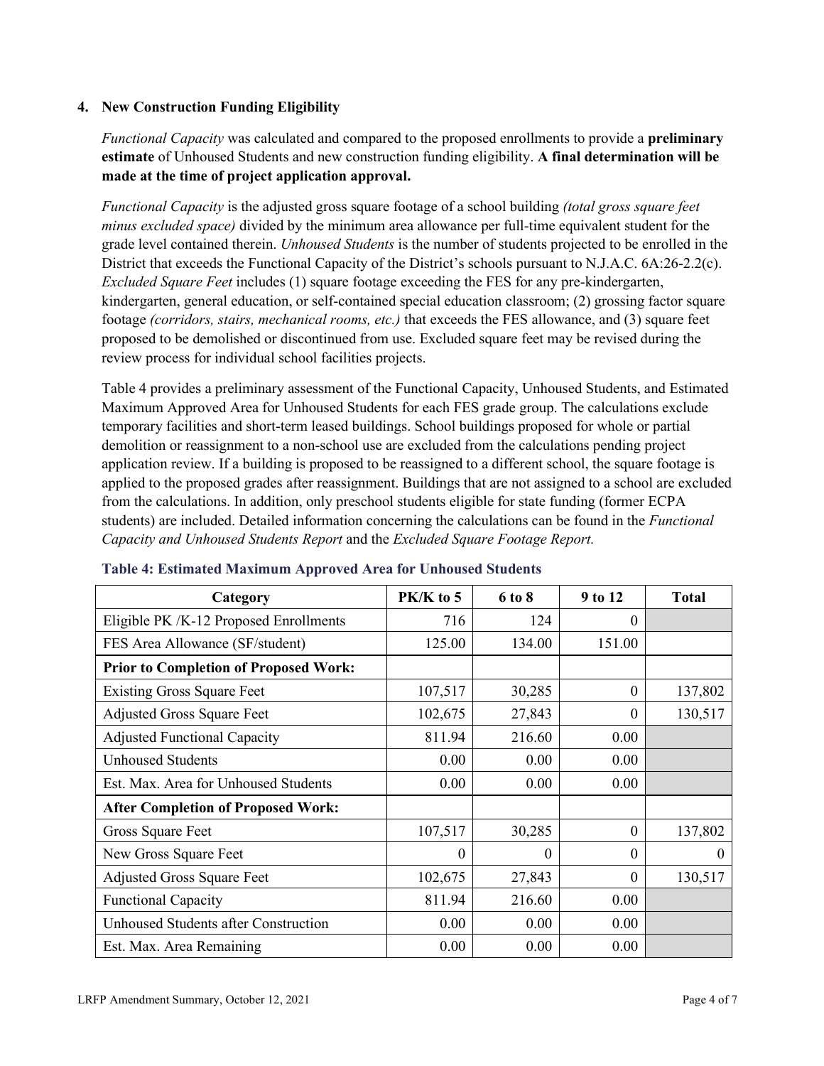### 4. New Construction Funding Eligibility

*Functional Capacity* was calculated and compared to the proposed enrollments to provide a **preliminary estimate** of Unhoused Students and new construction funding eligibility. **A final determination will be made at the time of project application approval.**

*Functional Capacity* is the adjusted gross square footage of a school building *(total gross square feet minus excluded space)* divided by the minimum area allowance per full-time equivalent student for the grade level contained therein. *Unhoused Students* is the number of students projected to be enrolled in the District that exceeds the Functional Capacity of the District's schools pursuant to N.J.A.C. 6A:26-2.2(c). *Excluded Square Feet* includes (1) square footage exceeding the FES for any pre-kindergarten, kindergarten, general education, or self-contained special education classroom; (2) grossing factor square footage *(corridors, stairs, mechanical rooms, etc.)* that exceeds the FES allowance, and (3) square feet proposed to be demolished or discontinued from use. Excluded square feet may be revised during the review process for individual school facilities projects.

Table 4 provides a preliminary assessment of the Functional Capacity, Unhoused Students, and Estimated Maximum Approved Area for Unhoused Students for each FES grade group. The calculations exclude temporary facilities and short-term leased buildings. School buildings proposed for whole or partial demolition or reassignment to a non-school use are excluded from the calculations pending project application review. If a building is proposed to be reassigned to a different school, the square footage is applied to the proposed grades after reassignment. Buildings that are not assigned to a school are excluded from the calculations. In addition, only preschool students eligible for state funding (former ECPA students) are included. Detailed information concerning the calculations can be found in the *Functional Capacity and Unhoused Students Report* and the *Excluded Square Footage Report.*

**Table 4: Estimated Maximum Approved Area for Unhoused Students**

| Category | PK/K to 5 | 6 to 8 | 9 to 12 | Total |
|---|---|---|---|---|
| Eligible PK /K-12 Proposed Enrollments | 716 | 124 | 0 | |
| FES Area Allowance (SF/student) | 125.00 | 134.00 | 151.00 | |
| **Prior to Completion of Proposed Work:** | | | | |
| Existing Gross Square Feet | 107,517 | 30,285 | 0 | 137,802 |
| Adjusted Gross Square Feet | 102,675 | 27,843 | 0 | 130,517 |
| Adjusted Functional Capacity | 811.94 | 216.60 | 0.00 | |
| Unhoused Students | 0.00 | 0.00 | 0.00 | |
| Est. Max. Area for Unhoused Students | 0.00 | 0.00 | 0.00 | |
| **After Completion of Proposed Work:** | | | | |
| Gross Square Feet | 107,517 | 30,285 | 0 | 137,802 |
| New Gross Square Feet | 0 | 0 | 0 | 0 |
| Adjusted Gross Square Feet | 102,675 | 27,843 | 0 | 130,517 |
| Functional Capacity | 811.94 | 216.60 | 0.00 | |
| Unhoused Students after Construction | 0.00 | 0.00 | 0.00 | |
| Est. Max. Area Remaining | 0.00 | 0.00 | 0.00 | |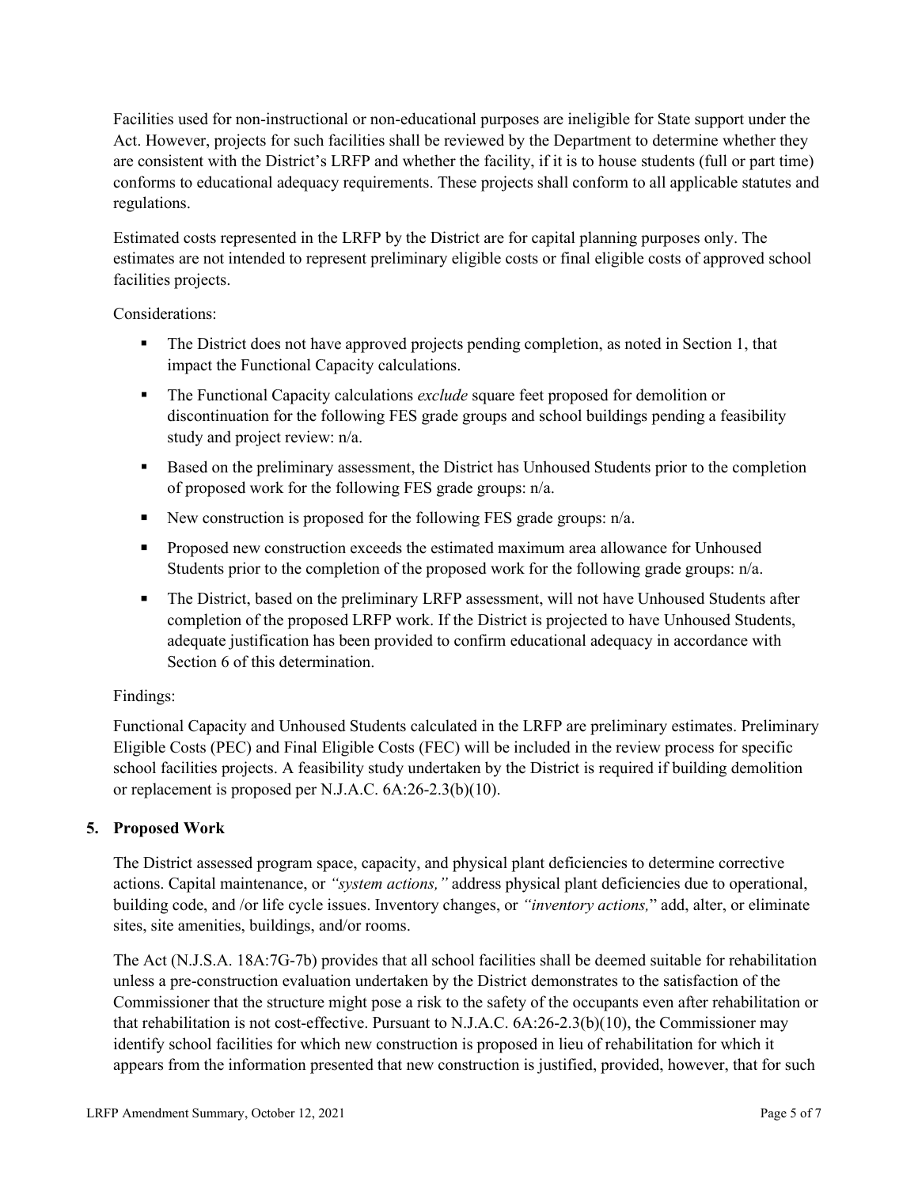Facilities used for non-instructional or non-educational purposes are ineligible for State support under the Act. However, projects for such facilities shall be reviewed by the Department to determine whether they are consistent with the District's LRFP and whether the facility, if it is to house students (full or part time) conforms to educational adequacy requirements. These projects shall conform to all applicable statutes and regulations.

Estimated costs represented in the LRFP by the District are for capital planning purposes only. The estimates are not intended to represent preliminary eligible costs or final eligible costs of approved school facilities projects.

Considerations:

- The District does not have approved projects pending completion, as noted in Section 1, that impact the Functional Capacity calculations.
- The Functional Capacity calculations *exclude* square feet proposed for demolition or discontinuation for the following FES grade groups and school buildings pending a feasibility study and project review: n/a.
- Based on the preliminary assessment, the District has Unhoused Students prior to the completion of proposed work for the following FES grade groups: n/a.
- New construction is proposed for the following FES grade groups: n/a.
- Proposed new construction exceeds the estimated maximum area allowance for Unhoused Students prior to the completion of the proposed work for the following grade groups: n/a.
- The District, based on the preliminary LRFP assessment, will not have Unhoused Students after completion of the proposed LRFP work. If the District is projected to have Unhoused Students, adequate justification has been provided to confirm educational adequacy in accordance with Section 6 of this determination.

Findings:

Functional Capacity and Unhoused Students calculated in the LRFP are preliminary estimates. Preliminary Eligible Costs (PEC) and Final Eligible Costs (FEC) will be included in the review process for specific school facilities projects. A feasibility study undertaken by the District is required if building demolition or replacement is proposed per N.J.A.C. 6A:26-2.3(b)(10).

## 5. Proposed Work

The District assessed program space, capacity, and physical plant deficiencies to determine corrective actions. Capital maintenance, or *"system actions,"* address physical plant deficiencies due to operational, building code, and /or life cycle issues. Inventory changes, or *"inventory actions,"* add, alter, or eliminate sites, site amenities, buildings, and/or rooms.

The Act (N.J.S.A. 18A:7G-7b) provides that all school facilities shall be deemed suitable for rehabilitation unless a pre-construction evaluation undertaken by the District demonstrates to the satisfaction of the Commissioner that the structure might pose a risk to the safety of the occupants even after rehabilitation or that rehabilitation is not cost-effective. Pursuant to N.J.A.C. 6A:26-2.3(b)(10), the Commissioner may identify school facilities for which new construction is proposed in lieu of rehabilitation for which it appears from the information presented that new construction is justified, provided, however, that for such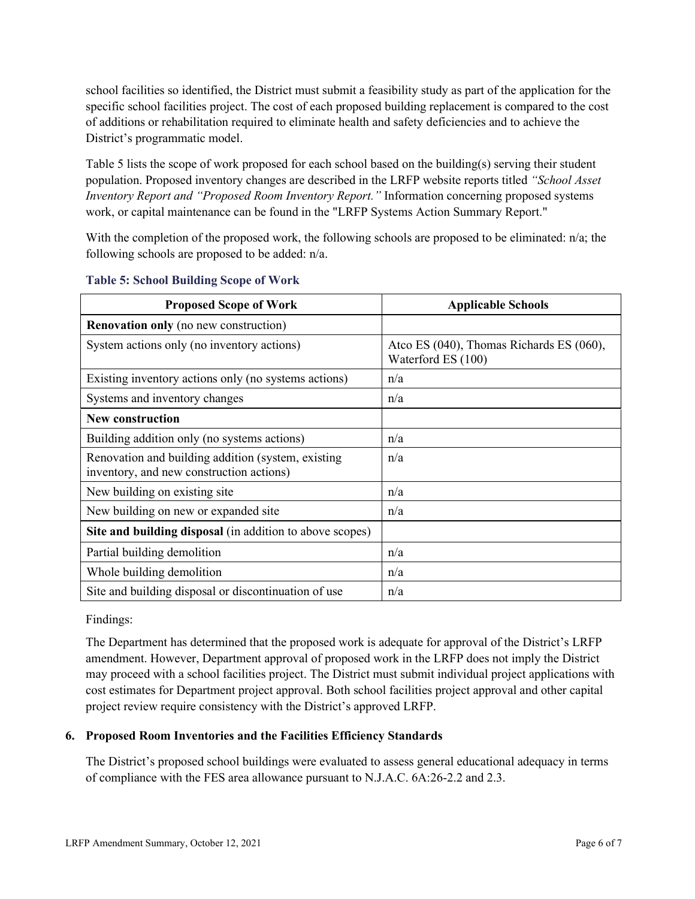school facilities so identified, the District must submit a feasibility study as part of the application for the specific school facilities project. The cost of each proposed building replacement is compared to the cost of additions or rehabilitation required to eliminate health and safety deficiencies and to achieve the District's programmatic model.

Table 5 lists the scope of work proposed for each school based on the building(s) serving their student population. Proposed inventory changes are described in the LRFP website reports titled *"School Asset Inventory Report and "Proposed Room Inventory Report."* Information concerning proposed systems work, or capital maintenance can be found in the "LRFP Systems Action Summary Report."

With the completion of the proposed work, the following schools are proposed to be eliminated: n/a; the following schools are proposed to be added: n/a.

**Table 5: School Building Scope of Work**

| Proposed Scope of Work | Applicable Schools |
|---|---|
| **Renovation only** (no new construction) | |
| System actions only (no inventory actions) | Atco ES (040), Thomas Richards ES (060), Waterford ES (100) |
| Existing inventory actions only (no systems actions) | n/a |
| Systems and inventory changes | n/a |
| **New construction** | |
| Building addition only (no systems actions) | n/a |
| Renovation and building addition (system, existing inventory, and new construction actions) | n/a |
| New building on existing site | n/a |
| New building on new or expanded site | n/a |
| **Site and building disposal** (in addition to above scopes) | |
| Partial building demolition | n/a |
| Whole building demolition | n/a |
| Site and building disposal or discontinuation of use | n/a |

Findings:

The Department has determined that the proposed work is adequate for approval of the District's LRFP amendment. However, Department approval of proposed work in the LRFP does not imply the District may proceed with a school facilities project. The District must submit individual project applications with cost estimates for Department project approval. Both school facilities project approval and other capital project review require consistency with the District's approved LRFP.

### 6. Proposed Room Inventories and the Facilities Efficiency Standards

The District's proposed school buildings were evaluated to assess general educational adequacy in terms of compliance with the FES area allowance pursuant to N.J.A.C. 6A:26-2.2 and 2.3.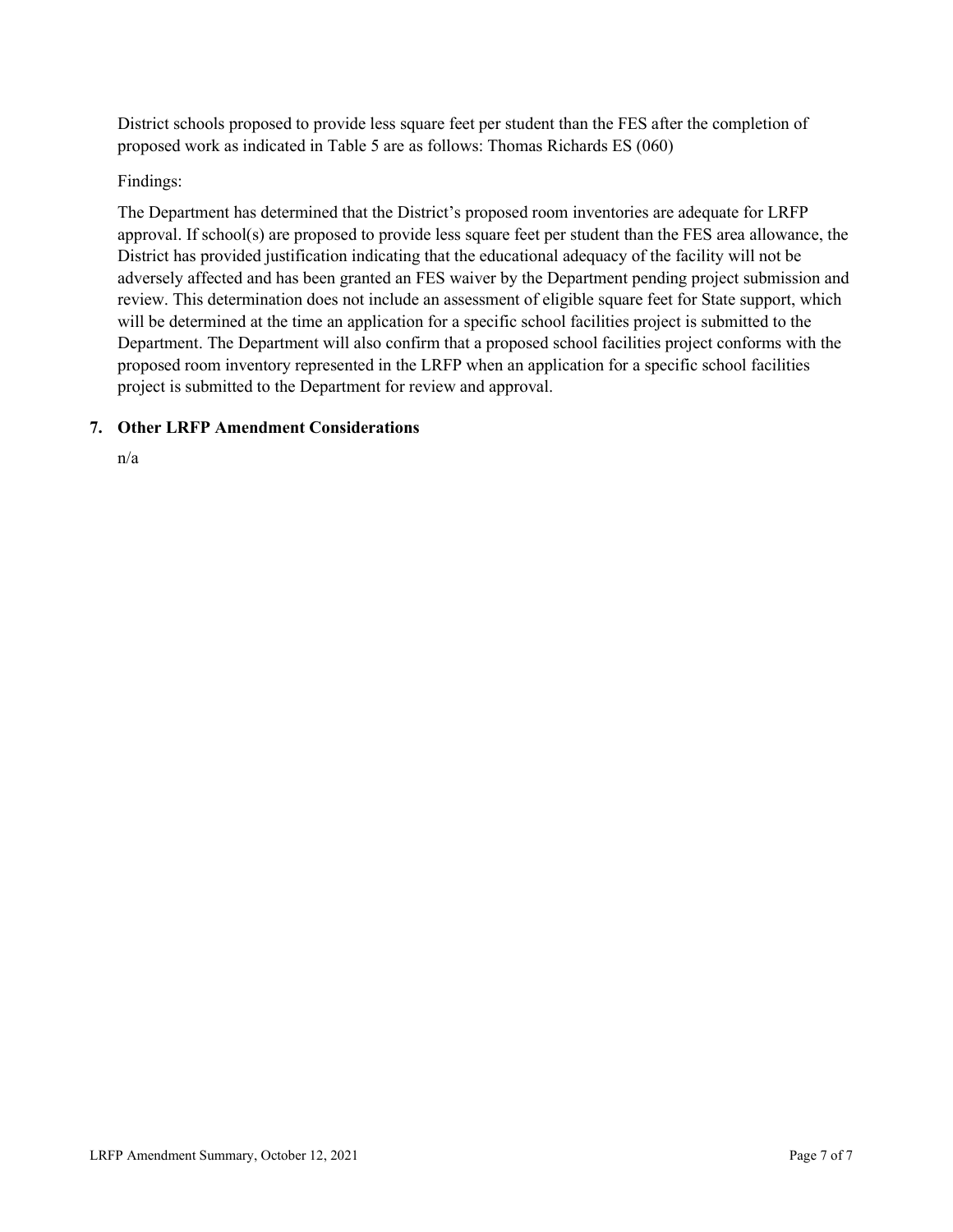District schools proposed to provide less square feet per student than the FES after the completion of proposed work as indicated in Table 5 are as follows: Thomas Richards ES (060)

Findings:

The Department has determined that the District's proposed room inventories are adequate for LRFP approval. If school(s) are proposed to provide less square feet per student than the FES area allowance, the District has provided justification indicating that the educational adequacy of the facility will not be adversely affected and has been granted an FES waiver by the Department pending project submission and review. This determination does not include an assessment of eligible square feet for State support, which will be determined at the time an application for a specific school facilities project is submitted to the Department. The Department will also confirm that a proposed school facilities project conforms with the proposed room inventory represented in the LRFP when an application for a specific school facilities project is submitted to the Department for review and approval.

## 7. Other LRFP Amendment Considerations

n/a